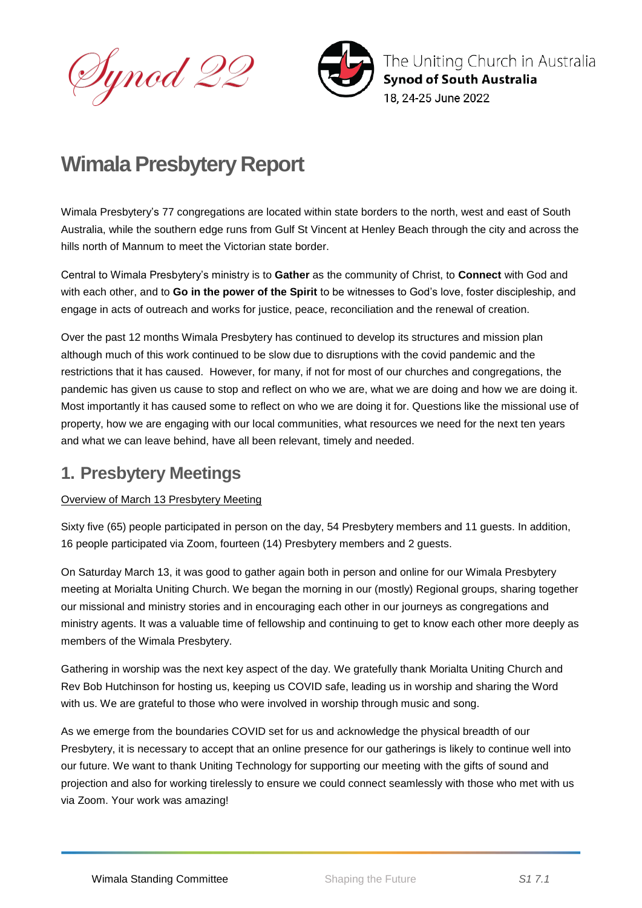Synod 22

The Uniting Church in Australia
**Synod of South Australia**
18, 24-25 June 2022

# Wimala Presbytery Report

Wimala Presbytery's 77 congregations are located within state borders to the north, west and east of South Australia, while the southern edge runs from Gulf St Vincent at Henley Beach through the city and across the hills north of Mannum to meet the Victorian state border.

Central to Wimala Presbytery's ministry is to **Gather** as the community of Christ, to **Connect** with God and with each other, and to **Go in the power of the Spirit** to be witnesses to God's love, foster discipleship, and engage in acts of outreach and works for justice, peace, reconciliation and the renewal of creation.

Over the past 12 months Wimala Presbytery has continued to develop its structures and mission plan although much of this work continued to be slow due to disruptions with the covid pandemic and the restrictions that it has caused. However, for many, if not for most of our churches and congregations, the pandemic has given us cause to stop and reflect on who we are, what we are doing and how we are doing it. Most importantly it has caused some to reflect on who we are doing it for. Questions like the missional use of property, how we are engaging with our local communities, what resources we need for the next ten years and what we can leave behind, have all been relevant, timely and needed.

## 1. Presbytery Meetings

Overview of March 13 Presbytery Meeting

Sixty five (65) people participated in person on the day, 54 Presbytery members and 11 guests. In addition, 16 people participated via Zoom, fourteen (14) Presbytery members and 2 guests.

On Saturday March 13, it was good to gather again both in person and online for our Wimala Presbytery meeting at Morialta Uniting Church. We began the morning in our (mostly) Regional groups, sharing together our missional and ministry stories and in encouraging each other in our journeys as congregations and ministry agents. It was a valuable time of fellowship and continuing to get to know each other more deeply as members of the Wimala Presbytery.

Gathering in worship was the next key aspect of the day. We gratefully thank Morialta Uniting Church and Rev Bob Hutchinson for hosting us, keeping us COVID safe, leading us in worship and sharing the Word with us. We are grateful to those who were involved in worship through music and song.

As we emerge from the boundaries COVID set for us and acknowledge the physical breadth of our Presbytery, it is necessary to accept that an online presence for our gatherings is likely to continue well into our future. We want to thank Uniting Technology for supporting our meeting with the gifts of sound and projection and also for working tirelessly to ensure we could connect seamlessly with those who met with us via Zoom. Your work was amazing!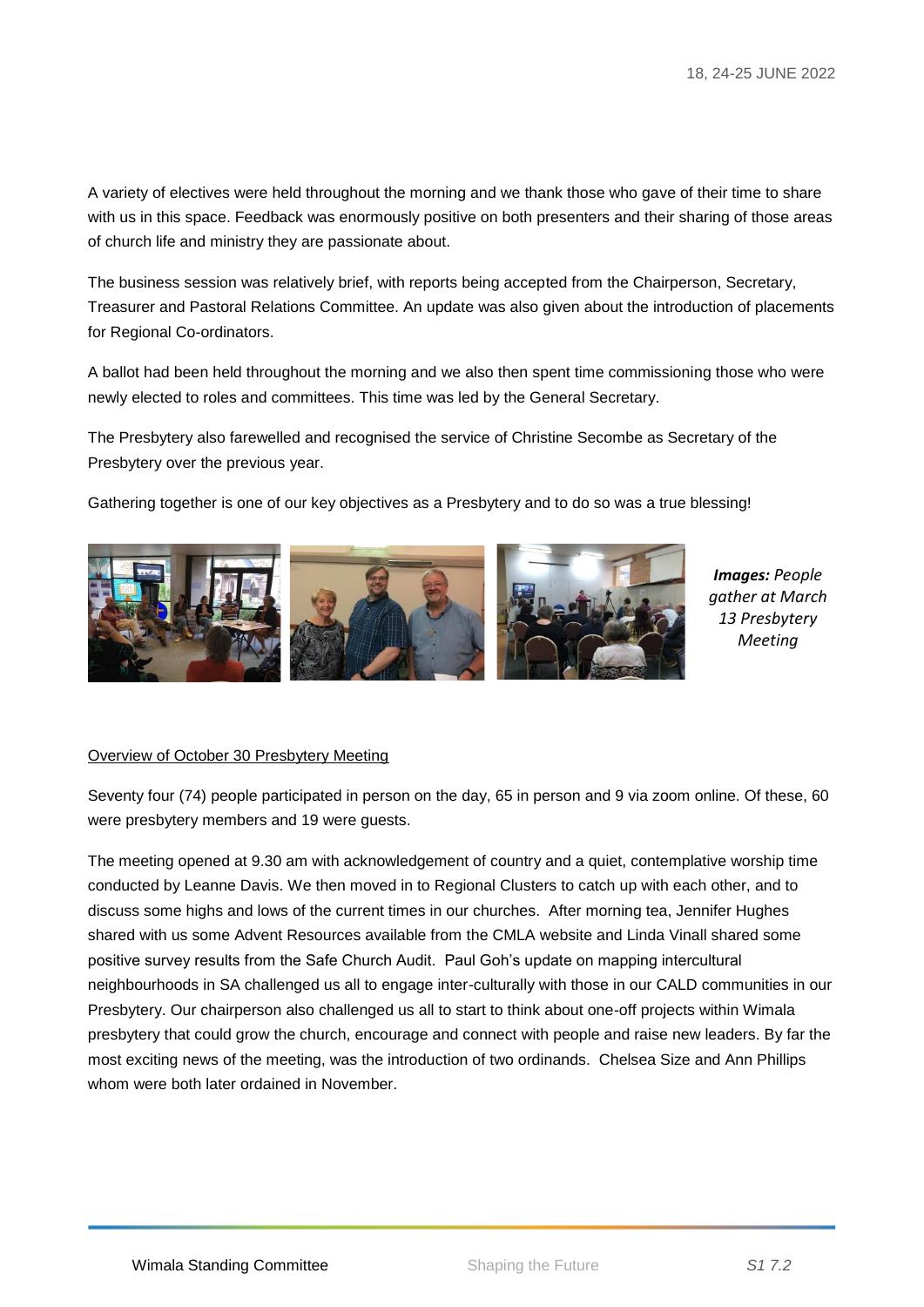A variety of electives were held throughout the morning and we thank those who gave of their time to share with us in this space. Feedback was enormously positive on both presenters and their sharing of those areas of church life and ministry they are passionate about.

The business session was relatively brief, with reports being accepted from the Chairperson, Secretary, Treasurer and Pastoral Relations Committee. An update was also given about the introduction of placements for Regional Co-ordinators.

A ballot had been held throughout the morning and we also then spent time commissioning those who were newly elected to roles and committees. This time was led by the General Secretary.

The Presbytery also farewelled and recognised the service of Christine Secombe as Secretary of the Presbytery over the previous year.

Gathering together is one of our key objectives as a Presbytery and to do so was a true blessing!

***Images:*** *People gather at March 13 Presbytery Meeting*

<u>Overview of October 30 Presbytery Meeting</u>

Seventy four (74) people participated in person on the day, 65 in person and 9 via zoom online. Of these, 60 were presbytery members and 19 were guests.

The meeting opened at 9.30 am with acknowledgement of country and a quiet, contemplative worship time conducted by Leanne Davis. We then moved in to Regional Clusters to catch up with each other, and to discuss some highs and lows of the current times in our churches. After morning tea, Jennifer Hughes shared with us some Advent Resources available from the CMLA website and Linda Vinall shared some positive survey results from the Safe Church Audit. Paul Goh's update on mapping intercultural neighbourhoods in SA challenged us all to engage inter-culturally with those in our CALD communities in our Presbytery. Our chairperson also challenged us all to start to think about one-off projects within Wimala presbytery that could grow the church, encourage and connect with people and raise new leaders. By far the most exciting news of the meeting, was the introduction of two ordinands. Chelsea Size and Ann Phillips whom were both later ordained in November.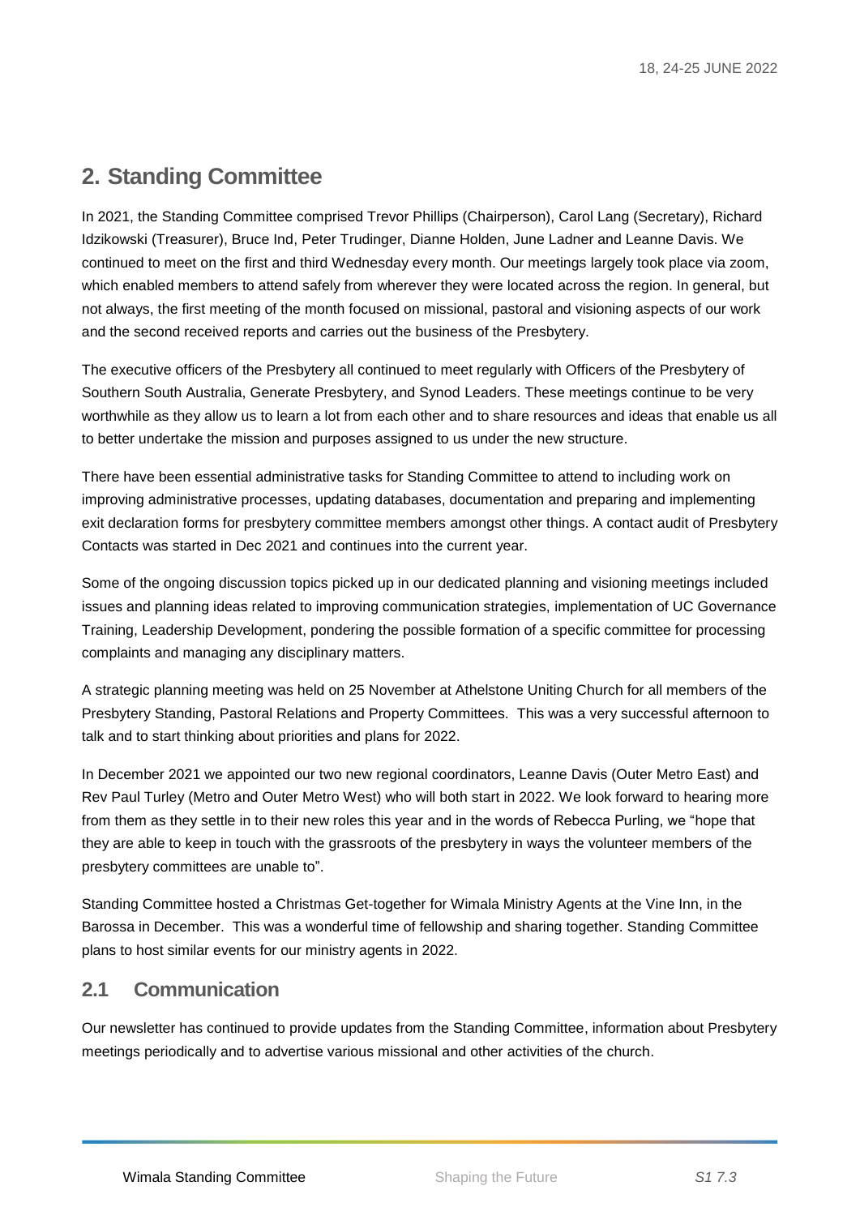## 2. Standing Committee

In 2021, the Standing Committee comprised Trevor Phillips (Chairperson), Carol Lang (Secretary), Richard Idzikowski (Treasurer), Bruce Ind, Peter Trudinger, Dianne Holden, June Ladner and Leanne Davis. We continued to meet on the first and third Wednesday every month. Our meetings largely took place via zoom, which enabled members to attend safely from wherever they were located across the region. In general, but not always, the first meeting of the month focused on missional, pastoral and visioning aspects of our work and the second received reports and carries out the business of the Presbytery.

The executive officers of the Presbytery all continued to meet regularly with Officers of the Presbytery of Southern South Australia, Generate Presbytery, and Synod Leaders. These meetings continue to be very worthwhile as they allow us to learn a lot from each other and to share resources and ideas that enable us all to better undertake the mission and purposes assigned to us under the new structure.

There have been essential administrative tasks for Standing Committee to attend to including work on improving administrative processes, updating databases, documentation and preparing and implementing exit declaration forms for presbytery committee members amongst other things. A contact audit of Presbytery Contacts was started in Dec 2021 and continues into the current year.

Some of the ongoing discussion topics picked up in our dedicated planning and visioning meetings included issues and planning ideas related to improving communication strategies, implementation of UC Governance Training, Leadership Development, pondering the possible formation of a specific committee for processing complaints and managing any disciplinary matters.

A strategic planning meeting was held on 25 November at Athelstone Uniting Church for all members of the Presbytery Standing, Pastoral Relations and Property Committees. This was a very successful afternoon to talk and to start thinking about priorities and plans for 2022.

In December 2021 we appointed our two new regional coordinators, Leanne Davis (Outer Metro East) and Rev Paul Turley (Metro and Outer Metro West) who will both start in 2022. We look forward to hearing more from them as they settle in to their new roles this year and in the words of Rebecca Purling, we "hope that they are able to keep in touch with the grassroots of the presbytery in ways the volunteer members of the presbytery committees are unable to".

Standing Committee hosted a Christmas Get-together for Wimala Ministry Agents at the Vine Inn, in the Barossa in December. This was a wonderful time of fellowship and sharing together. Standing Committee plans to host similar events for our ministry agents in 2022.

### 2.1 Communication

Our newsletter has continued to provide updates from the Standing Committee, information about Presbytery meetings periodically and to advertise various missional and other activities of the church.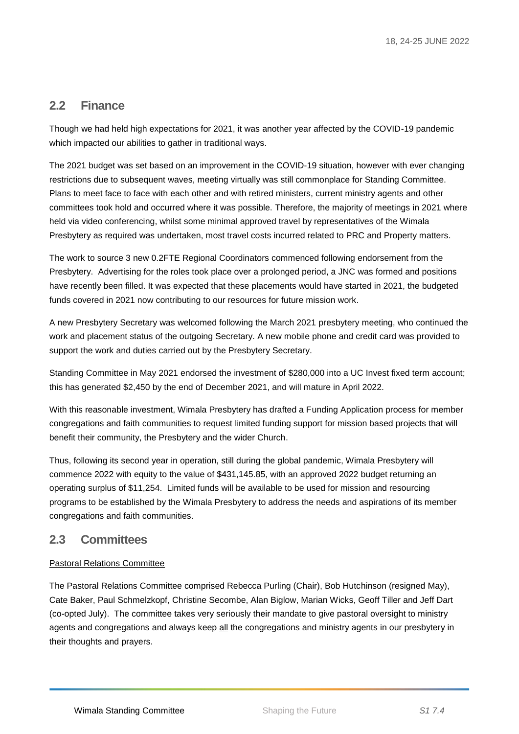## 2.2 Finance

Though we had held high expectations for 2021, it was another year affected by the COVID-19 pandemic which impacted our abilities to gather in traditional ways.

The 2021 budget was set based on an improvement in the COVID-19 situation, however with ever changing restrictions due to subsequent waves, meeting virtually was still commonplace for Standing Committee. Plans to meet face to face with each other and with retired ministers, current ministry agents and other committees took hold and occurred where it was possible. Therefore, the majority of meetings in 2021 where held via video conferencing, whilst some minimal approved travel by representatives of the Wimala Presbytery as required was undertaken, most travel costs incurred related to PRC and Property matters.

The work to source 3 new 0.2FTE Regional Coordinators commenced following endorsement from the Presbytery. Advertising for the roles took place over a prolonged period, a JNC was formed and positions have recently been filled. It was expected that these placements would have started in 2021, the budgeted funds covered in 2021 now contributing to our resources for future mission work.

A new Presbytery Secretary was welcomed following the March 2021 presbytery meeting, who continued the work and placement status of the outgoing Secretary. A new mobile phone and credit card was provided to support the work and duties carried out by the Presbytery Secretary.

Standing Committee in May 2021 endorsed the investment of $280,000 into a UC Invest fixed term account; this has generated $2,450 by the end of December 2021, and will mature in April 2022.

With this reasonable investment, Wimala Presbytery has drafted a Funding Application process for member congregations and faith communities to request limited funding support for mission based projects that will benefit their community, the Presbytery and the wider Church.

Thus, following its second year in operation, still during the global pandemic, Wimala Presbytery will commence 2022 with equity to the value of $431,145.85, with an approved 2022 budget returning an operating surplus of $11,254. Limited funds will be available to be used for mission and resourcing programs to be established by the Wimala Presbytery to address the needs and aspirations of its member congregations and faith communities.

## 2.3 Committees

Pastoral Relations Committee

The Pastoral Relations Committee comprised Rebecca Purling (Chair), Bob Hutchinson (resigned May), Cate Baker, Paul Schmelzkopf, Christine Secombe, Alan Biglow, Marian Wicks, Geoff Tiller and Jeff Dart (co-opted July). The committee takes very seriously their mandate to give pastoral oversight to ministry agents and congregations and always keep all the congregations and ministry agents in our presbytery in their thoughts and prayers.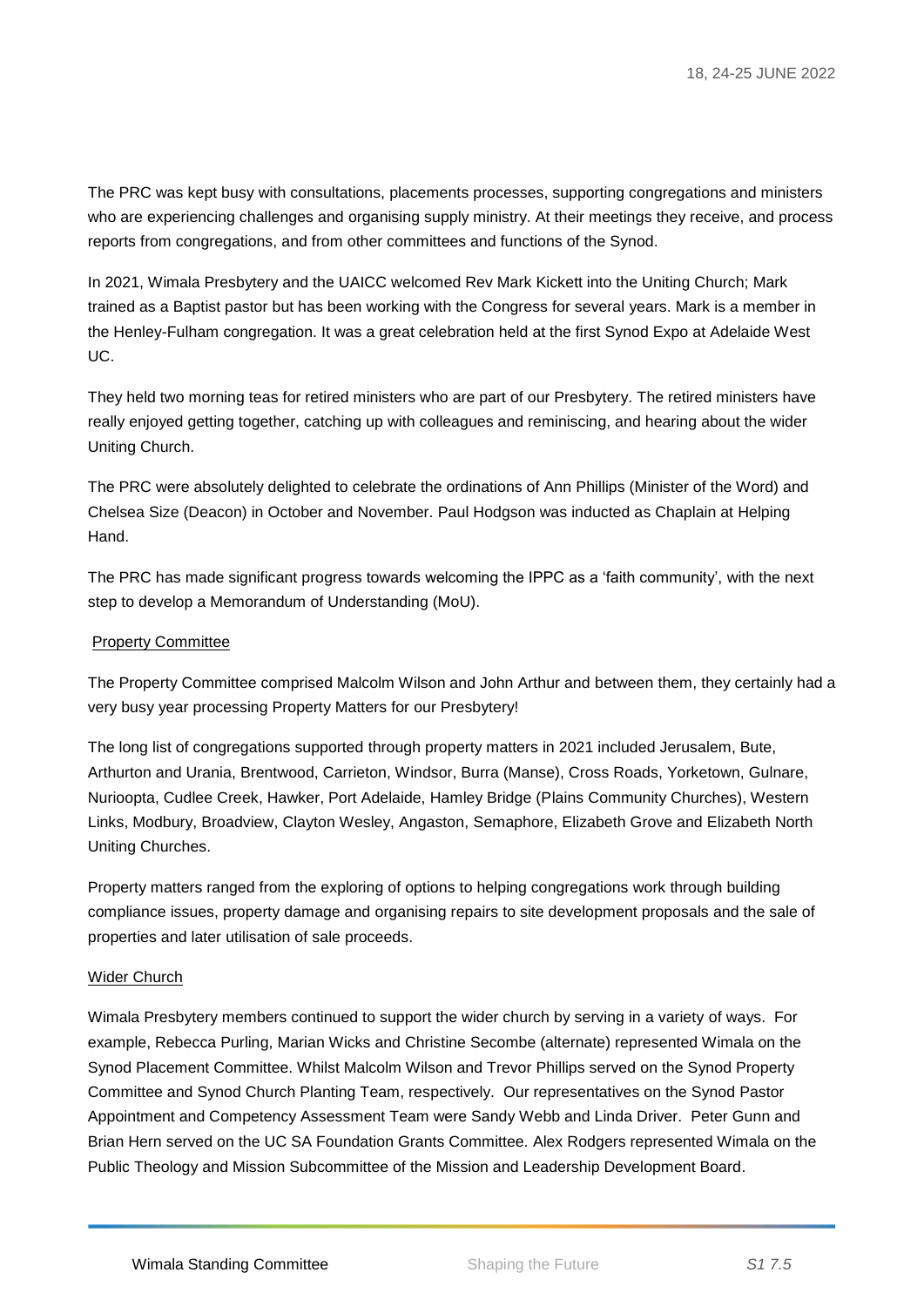The PRC was kept busy with consultations, placements processes, supporting congregations and ministers who are experiencing challenges and organising supply ministry. At their meetings they receive, and process reports from congregations, and from other committees and functions of the Synod.

In 2021, Wimala Presbytery and the UAICC welcomed Rev Mark Kickett into the Uniting Church; Mark trained as a Baptist pastor but has been working with the Congress for several years. Mark is a member in the Henley-Fulham congregation. It was a great celebration held at the first Synod Expo at Adelaide West UC.

They held two morning teas for retired ministers who are part of our Presbytery. The retired ministers have really enjoyed getting together, catching up with colleagues and reminiscing, and hearing about the wider Uniting Church.

The PRC were absolutely delighted to celebrate the ordinations of Ann Phillips (Minister of the Word) and Chelsea Size (Deacon) in October and November. Paul Hodgson was inducted as Chaplain at Helping Hand.

The PRC has made significant progress towards welcoming the IPPC as a 'faith community', with the next step to develop a Memorandum of Understanding (MoU).

### Property Committee

The Property Committee comprised Malcolm Wilson and John Arthur and between them, they certainly had a very busy year processing Property Matters for our Presbytery!

The long list of congregations supported through property matters in 2021 included Jerusalem, Bute, Arthurton and Urania, Brentwood, Carrieton, Windsor, Burra (Manse), Cross Roads, Yorketown, Gulnare, Nuriootpa, Cudlee Creek, Hawker, Port Adelaide, Hamley Bridge (Plains Community Churches), Western Links, Modbury, Broadview, Clayton Wesley, Angaston, Semaphore, Elizabeth Grove and Elizabeth North Uniting Churches.

Property matters ranged from the exploring of options to helping congregations work through building compliance issues, property damage and organising repairs to site development proposals and the sale of properties and later utilisation of sale proceeds.

### Wider Church

Wimala Presbytery members continued to support the wider church by serving in a variety of ways. For example, Rebecca Purling, Marian Wicks and Christine Secombe (alternate) represented Wimala on the Synod Placement Committee. Whilst Malcolm Wilson and Trevor Phillips served on the Synod Property Committee and Synod Church Planting Team, respectively. Our representatives on the Synod Pastor Appointment and Competency Assessment Team were Sandy Webb and Linda Driver. Peter Gunn and Brian Hern served on the UC SA Foundation Grants Committee. Alex Rodgers represented Wimala on the Public Theology and Mission Subcommittee of the Mission and Leadership Development Board.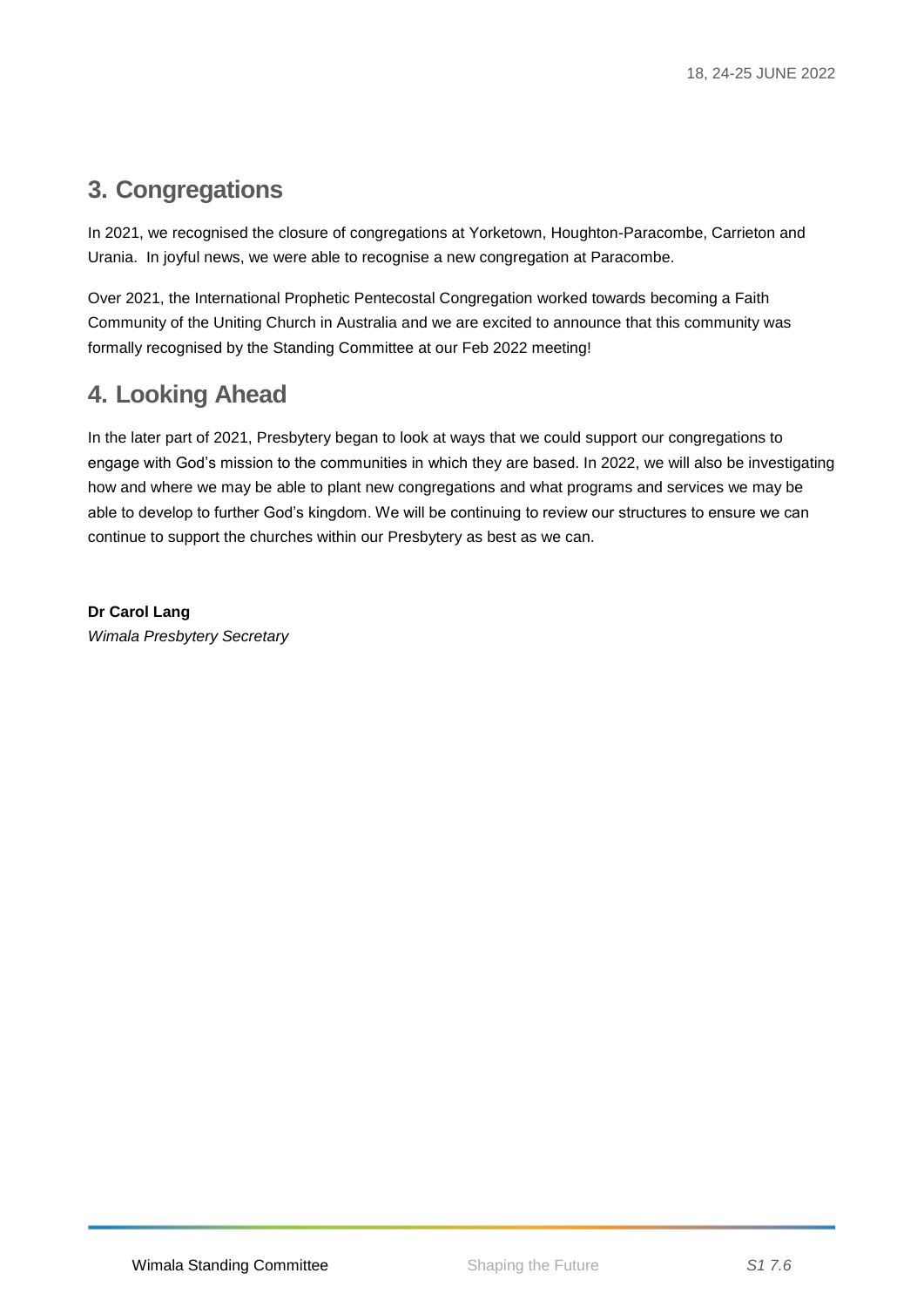## 3. Congregations

In 2021, we recognised the closure of congregations at Yorketown, Houghton-Paracombe, Carrieton and Urania. In joyful news, we were able to recognise a new congregation at Paracombe.

Over 2021, the International Prophetic Pentecostal Congregation worked towards becoming a Faith Community of the Uniting Church in Australia and we are excited to announce that this community was formally recognised by the Standing Committee at our Feb 2022 meeting!

## 4. Looking Ahead

In the later part of 2021, Presbytery began to look at ways that we could support our congregations to engage with God's mission to the communities in which they are based. In 2022, we will also be investigating how and where we may be able to plant new congregations and what programs and services we may be able to develop to further God's kingdom. We will be continuing to review our structures to ensure we can continue to support the churches within our Presbytery as best as we can.

**Dr Carol Lang**
*Wimala Presbytery Secretary*